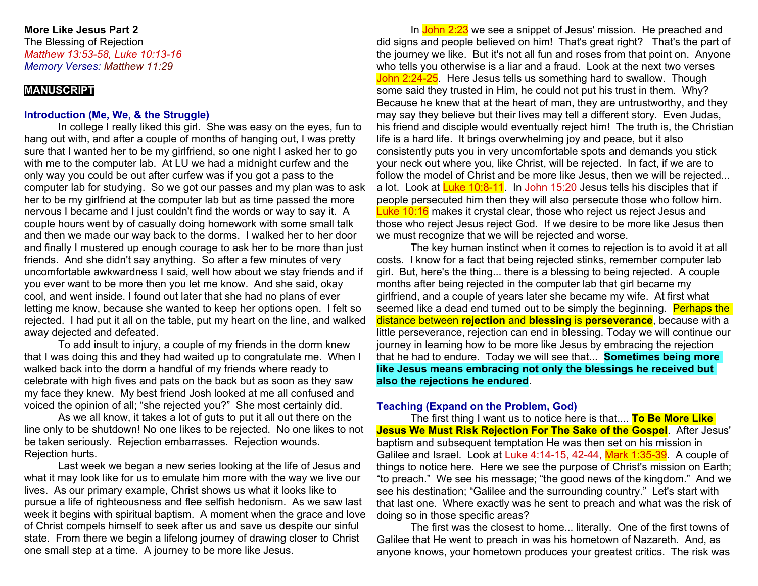**More Like Jesus Part 2**
The Blessing of Rejection
*Matthew 13:53-58, Luke 10:13-16*
*Memory Verses: Matthew 11:29*

**MANUSCRIPT**

**Introduction (Me, We, & the Struggle)**

In college I really liked this girl. She was easy on the eyes, fun to hang out with, and after a couple of months of hanging out, I was pretty sure that I wanted her to be my girlfriend, so one night I asked her to go with me to the computer lab. At LU we had a midnight curfew and the only way you could be out after curfew was if you got a pass to the computer lab for studying. So we got our passes and my plan was to ask her to be my girlfriend at the computer lab but as time passed the more nervous I became and I just couldn't find the words or way to say it. A couple hours went by of casually doing homework with some small talk and then we made our way back to the dorms. I walked her to her door and finally I mustered up enough courage to ask her to be more than just friends. And she didn't say anything. So after a few minutes of very uncomfortable awkwardness I said, well how about we stay friends and if you ever want to be more then you let me know. And she said, okay cool, and went inside. I found out later that she had no plans of ever letting me know, because she wanted to keep her options open. I felt so rejected. I had put it all on the table, put my heart on the line, and walked away dejected and defeated.

To add insult to injury, a couple of my friends in the dorm knew that I was doing this and they had waited up to congratulate me. When I walked back into the dorm a handful of my friends where ready to celebrate with high fives and pats on the back but as soon as they saw my face they knew. My best friend Josh looked at me all confused and voiced the opinion of all; "she rejected you?" She most certainly did.

As we all know, it takes a lot of guts to put it all out there on the line only to be shutdown! No one likes to be rejected. No one likes to not be taken seriously. Rejection embarrasses. Rejection wounds. Rejection hurts.

Last week we began a new series looking at the life of Jesus and what it may look like for us to emulate him more with the way we live our lives. As our primary example, Christ shows us what it looks like to pursue a life of righteousness and flee selfish hedonism. As we saw last week it begins with spiritual baptism. A moment when the grace and love of Christ compels himself to seek after us and save us despite our sinful state. From there we begin a lifelong journey of drawing closer to Christ one small step at a time. A journey to be more like Jesus.

In John 2:23 we see a snippet of Jesus' mission. He preached and did signs and people believed on him! That's great right? That's the part of the journey we like. But it's not all fun and roses from that point on. Anyone who tells you otherwise is a liar and a fraud. Look at the next two verses John 2:24-25. Here Jesus tells us something hard to swallow. Though some said they trusted in Him, he could not put his trust in them. Why? Because he knew that at the heart of man, they are untrustworthy, and they may say they believe but their lives may tell a different story. Even Judas, his friend and disciple would eventually reject him! The truth is, the Christian life is a hard life. It brings overwhelming joy and peace, but it also consistently puts you in very uncomfortable spots and demands you stick your neck out where you, like Christ, will be rejected. In fact, if we are to follow the model of Christ and be more like Jesus, then we will be rejected... a lot. Look at Luke 10:8-11. In John 15:20 Jesus tells his disciples that if people persecuted him then they will also persecute those who follow him. Luke 10:16 makes it crystal clear, those who reject us reject Jesus and those who reject Jesus reject God. If we desire to be more like Jesus then we must recognize that we will be rejected and worse.

The key human instinct when it comes to rejection is to avoid it at all costs. I know for a fact that being rejected stinks, remember computer lab girl. But, here's the thing... there is a blessing to being rejected. A couple months after being rejected in the computer lab that girl became my girlfriend, and a couple of years later she became my wife. At first what seemed like a dead end turned out to be simply the beginning. Perhaps the distance between **rejection** and **blessing** is **perseverance**, because with a little perseverance, rejection can end in blessing. Today we will continue our journey in learning how to be more like Jesus by embracing the rejection that he had to endure. Today we will see that... **Sometimes being more like Jesus means embracing not only the blessings he received but also the rejections he endured**.

**Teaching (Expand on the Problem, God)**

The first thing I want us to notice here is that.... **To Be More Like Jesus We Must <u>Risk</u> Rejection For The Sake of the <u>Gospel</u>**. After Jesus' baptism and subsequent temptation He was then set on his mission in Galilee and Israel. Look at Luke 4:14-15, 42-44, Mark 1:35-39. A couple of things to notice here. Here we see the purpose of Christ's mission on Earth; "to preach." We see his message; "the good news of the kingdom." And we see his destination; "Galilee and the surrounding country." Let's start with that last one. Where exactly was he sent to preach and what was the risk of doing so in those specific areas?

The first was the closest to home... literally. One of the first towns of Galilee that He went to preach in was his hometown of Nazareth. And, as anyone knows, your hometown produces your greatest critics. The risk was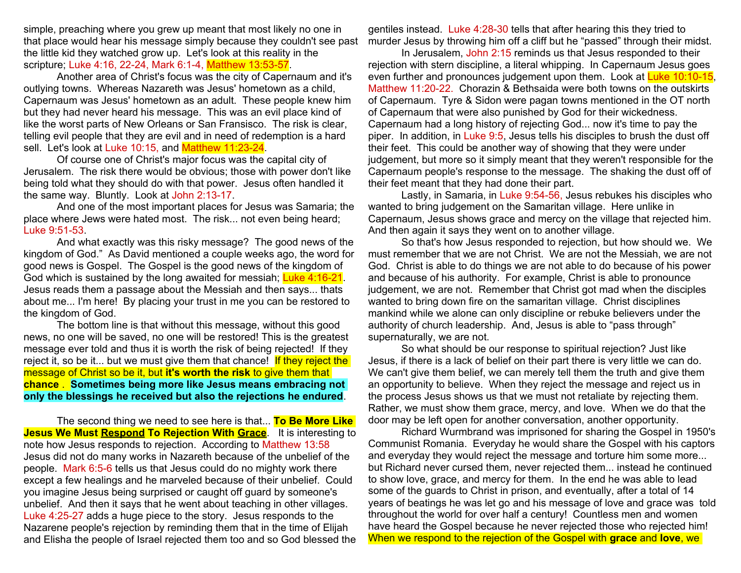simple, preaching where you grew up meant that most likely no one in that place would hear his message simply because they couldn't see past the little kid they watched grow up. Let's look at this reality in the scripture; Luke 4:16, 22-24, Mark 6:1-4, Matthew 13:53-57.

Another area of Christ's focus was the city of Capernaum and it's outlying towns. Whereas Nazareth was Jesus' hometown as a child, Capernaum was Jesus' hometown as an adult. These people knew him but they had never heard his message. This was an evil place kind of like the worst parts of New Orleans or San Fransisco. The risk is clear, telling evil people that they are evil and in need of redemption is a hard sell. Let's look at Luke 10:15, and Matthew 11:23-24.

Of course one of Christ's major focus was the capital city of Jerusalem. The risk there would be obvious; those with power don't like being told what they should do with that power. Jesus often handled it the same way. Bluntly. Look at John 2:13-17.

And one of the most important places for Jesus was Samaria; the place where Jews were hated most. The risk... not even being heard; Luke 9:51-53.

And what exactly was this risky message? The good news of the kingdom of God." As David mentioned a couple weeks ago, the word for good news is Gospel. The Gospel is the good news of the kingdom of God which is sustained by the long awaited for messiah; Luke 4:16-21. Jesus reads them a passage about the Messiah and then says... thats about me... I'm here! By placing your trust in me you can be restored to the kingdom of God.

The bottom line is that without this message, without this good news, no one will be saved, no one will be restored! This is the greatest message ever told and thus it is worth the risk of being rejected! If they reject it, so be it... but we must give them that chance! If they reject the message of Christ so be it, but **it's worth the risk** to give them that **chance** . **Sometimes being more like Jesus means embracing not only the blessings he received but also the rejections he endured**.

The second thing we need to see here is that... **To Be More Like Jesus We Must <u>Respond</u> To Rejection With <u>Grace</u>**. It is interesting to note how Jesus responds to rejection. According to Matthew 13:58 Jesus did not do many works in Nazareth because of the unbelief of the people. Mark 6:5-6 tells us that Jesus could do no mighty work there except a few healings and he marveled because of their unbelief. Could you imagine Jesus being surprised or caught off guard by someone's unbelief. And then it says that he went about teaching in other villages. Luke 4:25-27 adds a huge piece to the story. Jesus responds to the Nazarene people's rejection by reminding them that in the time of Elijah and Elisha the people of Israel rejected them too and so God blessed the gentiles instead. Luke 4:28-30 tells that after hearing this they tried to murder Jesus by throwing him off a cliff but he "passed" through their midst.

In Jerusalem, John 2:15 reminds us that Jesus responded to their rejection with stern discipline, a literal whipping. In Capernaum Jesus goes even further and pronounces judgement upon them. Look at Luke 10:10-15, Matthew 11:20-22. Chorazin & Bethsaida were both towns on the outskirts of Capernaum. Tyre & Sidon were pagan towns mentioned in the OT north of Capernaum that were also punished by God for their wickedness. Capernaum had a long history of rejecting God... now it's time to pay the piper. In addition, in Luke 9:5, Jesus tells his disciples to brush the dust off their feet. This could be another way of showing that they were under judgement, but more so it simply meant that they weren't responsible for the Capernaum people's response to the message. The shaking the dust off of their feet meant that they had done their part.

Lastly, in Samaria, in Luke 9:54-56, Jesus rebukes his disciples who wanted to bring judgement on the Samaritan village. Here unlike in Capernaum, Jesus shows grace and mercy on the village that rejected him. And then again it says they went on to another village.

So that's how Jesus responded to rejection, but how should we. We must remember that we are not Christ. We are not the Messiah, we are not God. Christ is able to do things we are not able to do because of his power and because of his authority. For example, Christ is able to pronounce judgement, we are not. Remember that Christ got mad when the disciples wanted to bring down fire on the samaritan village. Christ disciplines mankind while we alone can only discipline or rebuke believers under the authority of church leadership. And, Jesus is able to "pass through" supernaturally, we are not.

So what should be our response to spiritual rejection? Just like Jesus, if there is a lack of belief on their part there is very little we can do. We can't give them belief, we can merely tell them the truth and give them an opportunity to believe. When they reject the message and reject us in the process Jesus shows us that we must not retaliate by rejecting them. Rather, we must show them grace, mercy, and love. When we do that the door may be left open for another conversation, another opportunity.

Richard Wurmbrand was imprisoned for sharing the Gospel in 1950's Communist Romania. Everyday he would share the Gospel with his captors and everyday they would reject the message and torture him some more... but Richard never cursed them, never rejected them... instead he continued to show love, grace, and mercy for them. In the end he was able to lead some of the guards to Christ in prison, and eventually, after a total of 14 years of beatings he was let go and his message of love and grace was told throughout the world for over half a century! Countless men and women have heard the Gospel because he never rejected those who rejected him! When we respond to the rejection of the Gospel with **grace** and **love**, we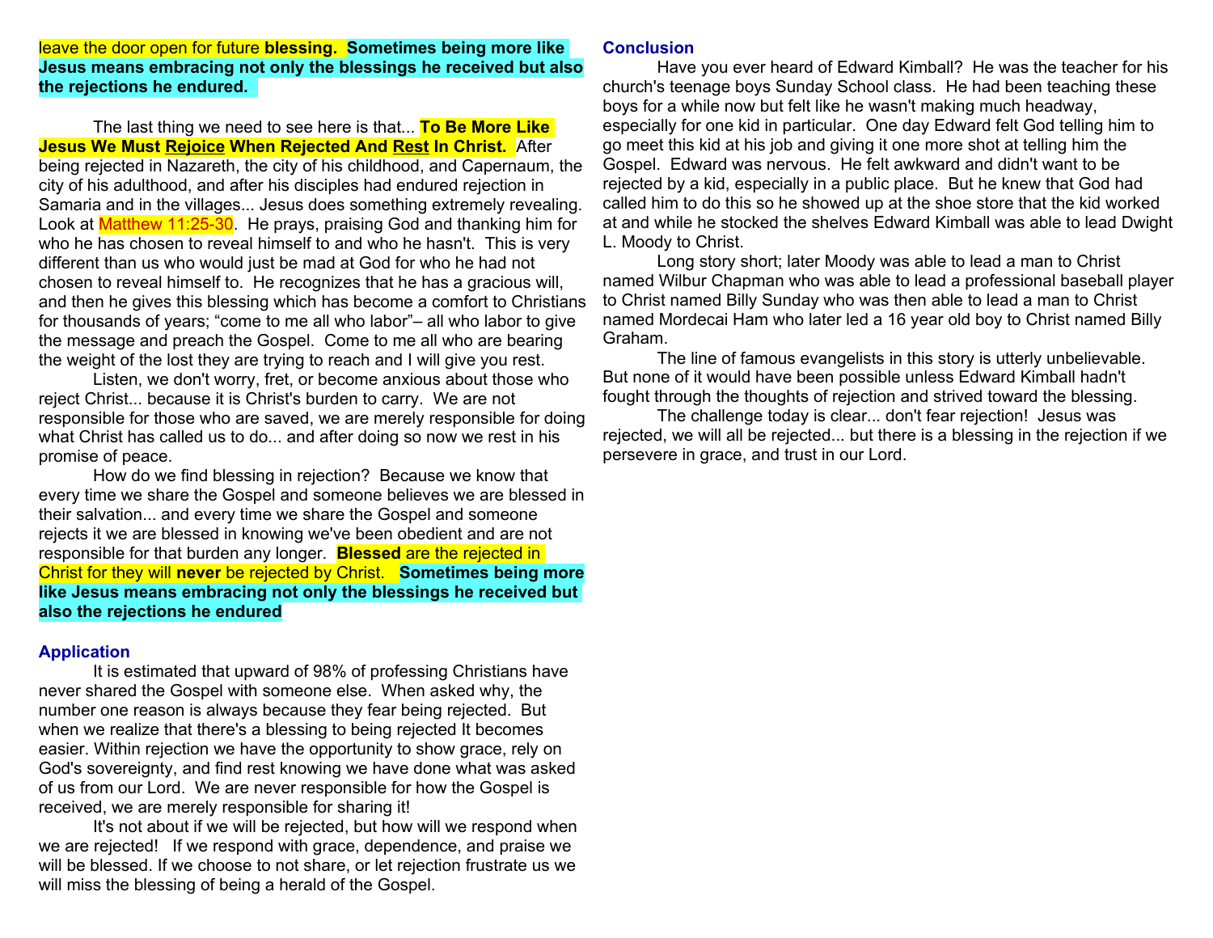leave the door open for future **blessing.** **Sometimes being more like Jesus means embracing not only the blessings he received but also the rejections he endured.**

The last thing we need to see here is that... **To Be More Like Jesus We Must Rejoice When Rejected And Rest In Christ.** After being rejected in Nazareth, the city of his childhood, and Capernaum, the city of his adulthood, and after his disciples had endured rejection in Samaria and in the villages... Jesus does something extremely revealing. Look at Matthew 11:25-30. He prays, praising God and thanking him for who he has chosen to reveal himself to and who he hasn't. This is very different than us who would just be mad at God for who he had not chosen to reveal himself to. He recognizes that he has a gracious will, and then he gives this blessing which has become a comfort to Christians for thousands of years; "come to me all who labor"– all who labor to give the message and preach the Gospel. Come to me all who are bearing the weight of the lost they are trying to reach and I will give you rest.

Listen, we don't worry, fret, or become anxious about those who reject Christ... because it is Christ's burden to carry. We are not responsible for those who are saved, we are merely responsible for doing what Christ has called us to do... and after doing so now we rest in his promise of peace.

How do we find blessing in rejection? Because we know that every time we share the Gospel and someone believes we are blessed in their salvation... and every time we share the Gospel and someone rejects it we are blessed in knowing we've been obedient and are not responsible for that burden any longer. **Blessed** are the rejected in Christ for they will **never** be rejected by Christ. **Sometimes being more like Jesus means embracing not only the blessings he received but also the rejections he endured**

### Application

It is estimated that upward of 98% of professing Christians have never shared the Gospel with someone else. When asked why, the number one reason is always because they fear being rejected. But when we realize that there's a blessing to being rejected It becomes easier. Within rejection we have the opportunity to show grace, rely on God's sovereignty, and find rest knowing we have done what was asked of us from our Lord. We are never responsible for how the Gospel is received, we are merely responsible for sharing it!

It's not about if we will be rejected, but how will we respond when we are rejected! If we respond with grace, dependence, and praise we will be blessed. If we choose to not share, or let rejection frustrate us we will miss the blessing of being a herald of the Gospel.

### Conclusion

Have you ever heard of Edward Kimball? He was the teacher for his church's teenage boys Sunday School class. He had been teaching these boys for a while now but felt like he wasn't making much headway, especially for one kid in particular. One day Edward felt God telling him to go meet this kid at his job and giving it one more shot at telling him the Gospel. Edward was nervous. He felt awkward and didn't want to be rejected by a kid, especially in a public place. But he knew that God had called him to do this so he showed up at the shoe store that the kid worked at and while he stocked the shelves Edward Kimball was able to lead Dwight L. Moody to Christ.

Long story short; later Moody was able to lead a man to Christ named Wilbur Chapman who was able to lead a professional baseball player to Christ named Billy Sunday who was then able to lead a man to Christ named Mordecai Ham who later led a 16 year old boy to Christ named Billy Graham.

The line of famous evangelists in this story is utterly unbelievable. But none of it would have been possible unless Edward Kimball hadn't fought through the thoughts of rejection and strived toward the blessing.

The challenge today is clear... don't fear rejection! Jesus was rejected, we will all be rejected... but there is a blessing in the rejection if we persevere in grace, and trust in our Lord.